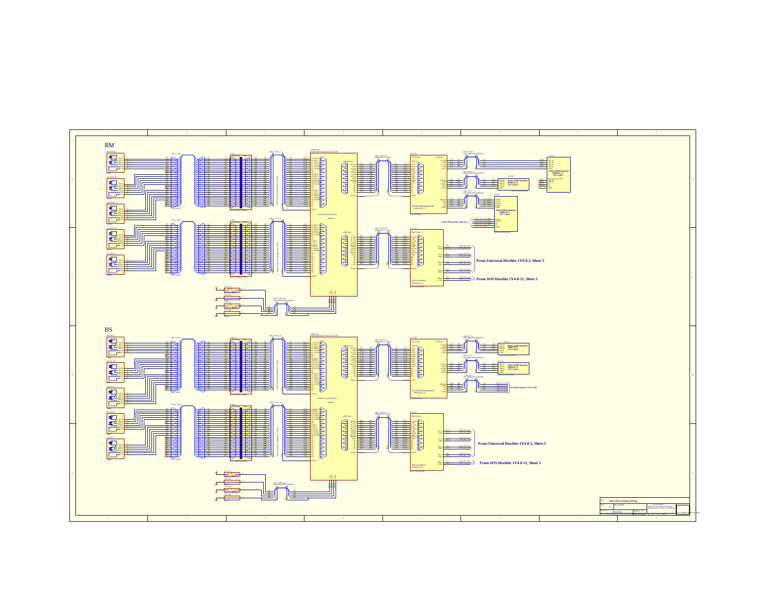RM

To B4 PD Interface Side Out

From Universal Dewhite 1Y4-8-2, Sheet 5

From SOS Dewhite 1Y4-8-11, Sheet 5

BS

To DAQ Interface 1Y5.0 188

From Universal Dewhite 1Y4-8-3, Sheet 5

From SOS Dewhite 1Y4-8-11, Sheet 5

40m SOS Controls Wiring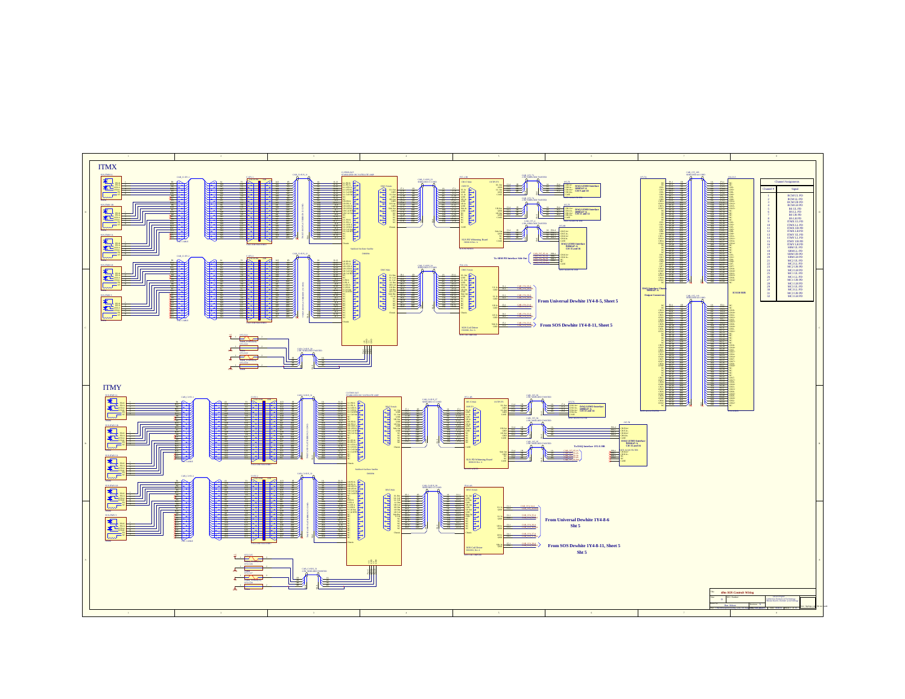# ITMX

# ITMY

From Universal Dewhite 1Y4-8-5, Sheet 5

From SOS Dewhite 1Y4-8-11, Sheet 5

To SRM PD Interface Side One

From Universal Dewhite 1Y4-8-6 Sht 5

From SOS Dewhite 1Y4-8-11, Sheet 5 Sht 5

To DAQ Interface 1Y3-S1BB

DAQ Interface Chassis D990147-A

Output Connectors

| Channel Assignments | |
|---|---|
| Channel # | Signal |
| 1 | BCM UL PD |
| 2 | BCM LL PD |
| 3 | BCM UR PD |
| 4 | BCM LR PD |
| 5 | BS UL PD |
| 6 | BS LL PD |
| 7 | BS UR PD |
| 8 | BS LR PD |
| 9 | ITMX UL PD |
| 10 | ITMX LL PD |
| 11 | ITMX UR PD |
| 12 | ITMX LR PD |
| 13 | ITMY UL PD |
| 14 | ITMY LL PD |
| 15 | ITMY UR PD |
| 16 | ITMY LR PD |
| 17 | SRM UL PD |
| 18 | SRM LL PD |
| 19 | SRM UR PD |
| 20 | SRM LR PD |
| 21 | MC2 UL PD |
| 22 | MC2 LL PD |
| 23 | MC2 UR PD |
| 24 | MC2 LR PD |
| 25 | MC1 UL PD |
| 26 | MC1 LL PD |
| 27 | MC1 UR PD |
| 28 | MC1 LR PD |
| 29 | MC3 UL PD |
| 30 | MC3 LL PD |
| 31 | MC3 UR PD |
| 32 | MC3 LR PD |

40m SOS Controls Wiring

California Institute of Technology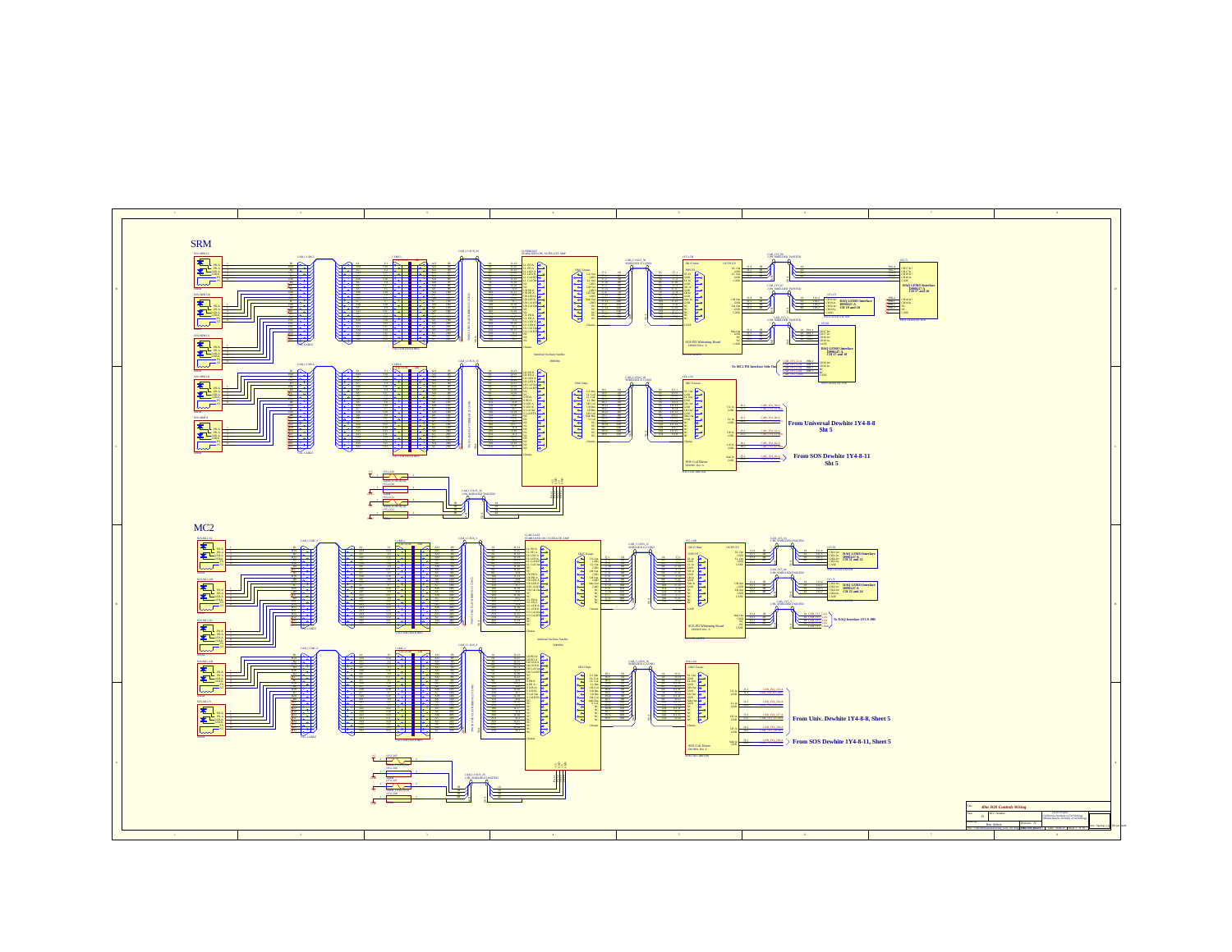# SRM

From Universal Dewhite 1Y4-8-8
Sht 5

From SOS Dewhite 1Y4-8-11
Sht 5

To MC2 PD Interface Side Out

DAQ LEMO Interface
D990147-A
CH 17 and 18

DAQ LEMO Interface
D990147-A
CH 19 and 20

SOS PD Whitening Board

SOS Coil Driver

Satellite Amp

# MC2

DAQ LEMO Interface
D990147-A
CH 21 and 22

DAQ LEMO Interface
D990147-A
CH 23 and 24

To DAQ Interface 1Y1-8 J86

From Univ. Dewhite 1Y4-8-8, Sheet 5

From SOS Dewhite 1Y4-8-11, Sheet 5

SOS PD Whitening Board

SOS Coil Driver

Satellite Amp

40m SOS Controls Wiring

California Institute of Technology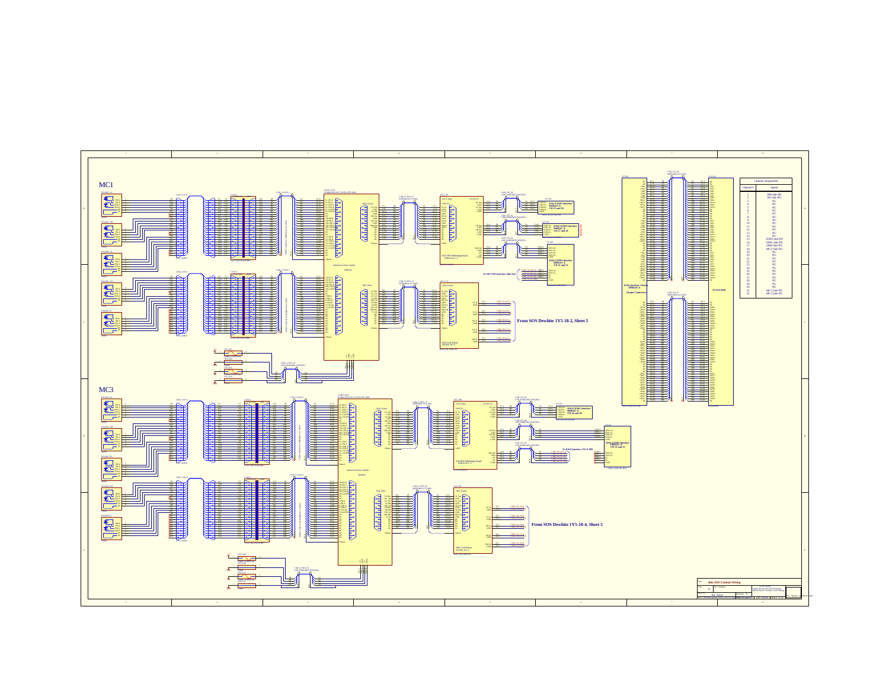## MC1

## MC3

From SOS Dewhite 1Y5-18-2, Sheet 5

From SOS Dewhite 1Y5-18-4, Sheet 5

To MC3 PD Interface Side Out

To DAQ Interface 1Y5 B BB

DAQ LEMO Interface D990147-A CH 25 and 26

DAQ LEMO Interface D990147-A CH 27 and 28

DAQ LEMO Interface D990147-A CH 31 and 32

DAQ LEMO Interface D990147-A CH 29 and 30

DAQ Interface Chassis D990147-A Output Connectors

ICS110 B1B

| Channel # | Signal |
|---|---|
| 1 | RM Side PD |
| 2 | BS Side PD |
| 3 | NC |
| 4 | NC |
| 5 | NC |
| 6 | NC |
| 7 | NC |
| 8 | NC |
| 9 | NC |
| 10 | NC |
| 11 | NC |
| 12 | NC |
| 13 | NC |
| 14 | NC |
| 15 | ITMX Side PD |
| 16 | ITMY Side PD |
| 17 | SRM Side PD |
| 18 | MC2 Side PD |
| 19 | NC |
| 20 | NC |
| 21 | NC |
| 22 | NC |
| 23 | NC |
| 24 | NC |
| 25 | NC |
| 26 | NC |
| 27 | NC |
| 28 | NC |
| 29 | NC |
| 30 | NC |
| 31 | MC1 Side PD |
| 32 | MC3 Side PD |

40m SOS Controls Wiring

California Institute of Technology / Massachusetts Institute of Technology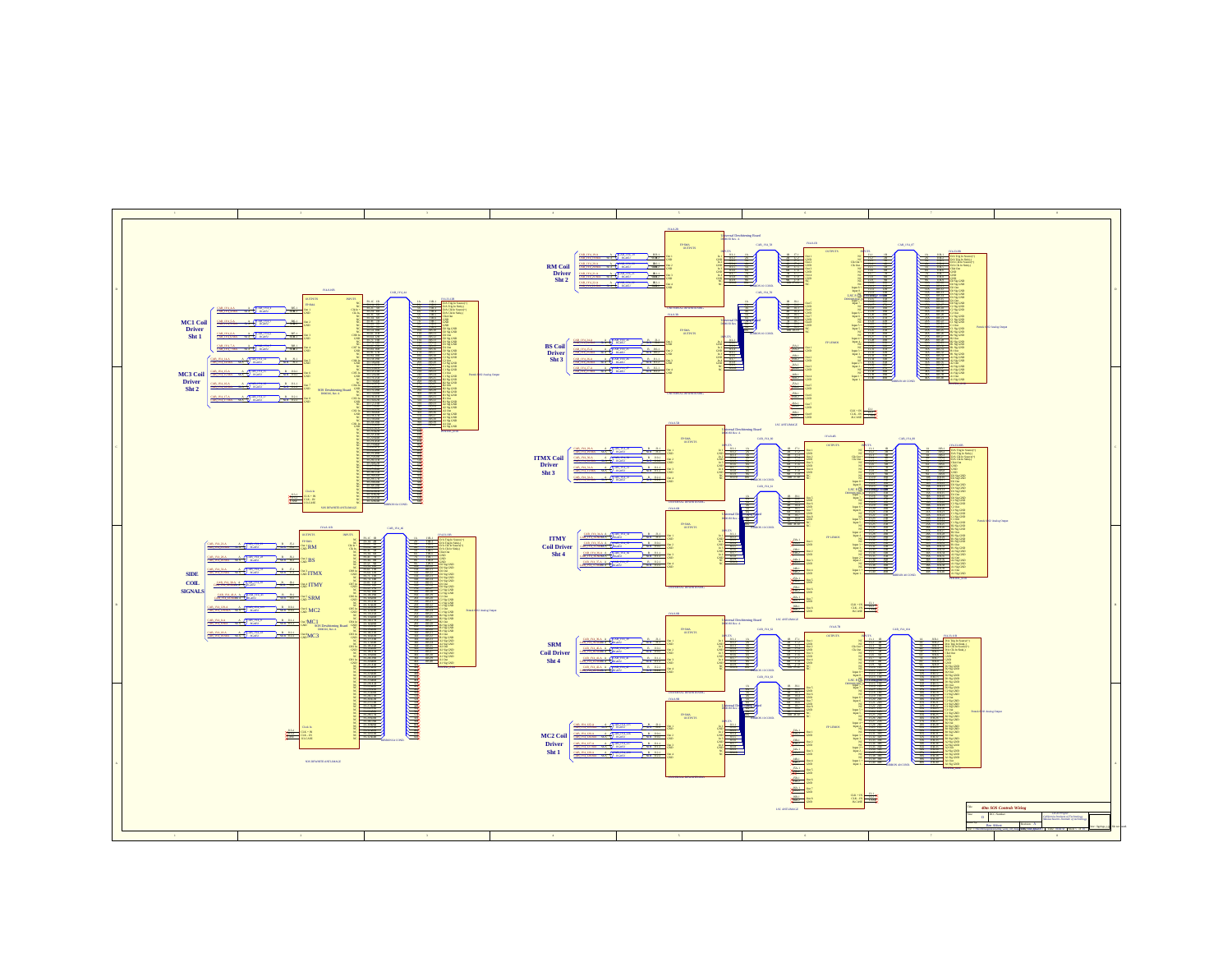RM Coil Driver Sht 2

BS Coil Driver Sht 3

MC1 Coil Driver Sht 1

MC3 Coil Driver Sht 2

ITMX Coil Driver Sht 3

ITMY Coil Driver Sht 4

SIDE COIL SIGNALS

SRM Coil Driver Sht 4

MC2 Coil Driver Sht 1

40m SOS Controls Wiring

California Institute of Technology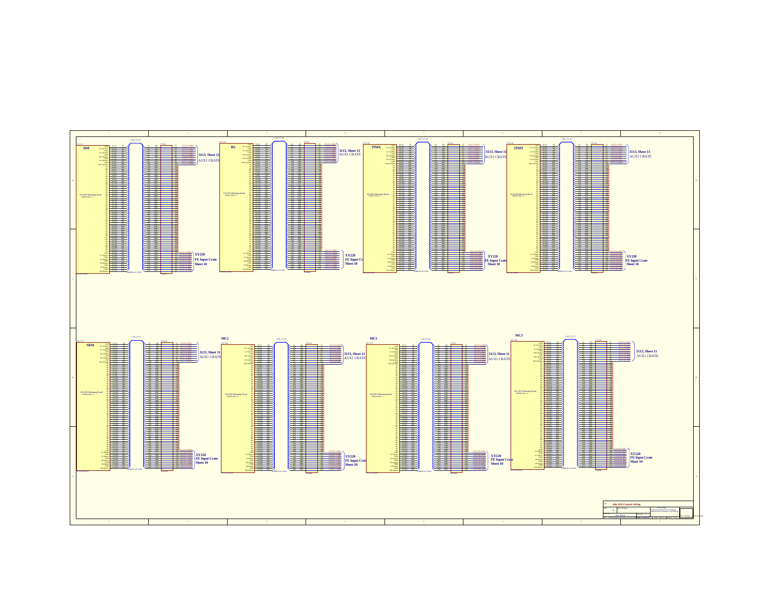## RM

SUS PD Whitening Board

3113, Sheet 11
AUX1 CRATE

XY220
FE Input Crate
Sheet 10

## BS

SUS PD Whitening Board

3113, Sheet 11
AUX1 CRATE

XY220
FE Input Crate
Sheet 10

## ITMX

SUS PD Whitening Board

3113, Sheet 11
AUX1 CRATE

XY220
FE Input Crate
Sheet 10

## ITMY

SUS PD Whitening Board

3113, Sheet 11
AUX1 CRATE

XY220
FE Input Crate
Sheet 10

## SRM

SUS PD Whitening Board

3113, Sheet 11
AUX1 CRATE

XY220
FE Input Crate
Sheet 10

## MC2

SUS PD Whitening Board

3113, Sheet 11
AUX1 CRATE

XY220
FE Input Crate
Sheet 10

## MC1

SUS PD Whitening Board

3113, Sheet 11
AUX1 CRATE

XY220
FE Input Crate
Sheet 10

## MC3

SUS PD Whitening Board

3113, Sheet 11
AUX1 CRATE

XY220
FE Input Crate
Sheet 10

40m SOS Controls Wiring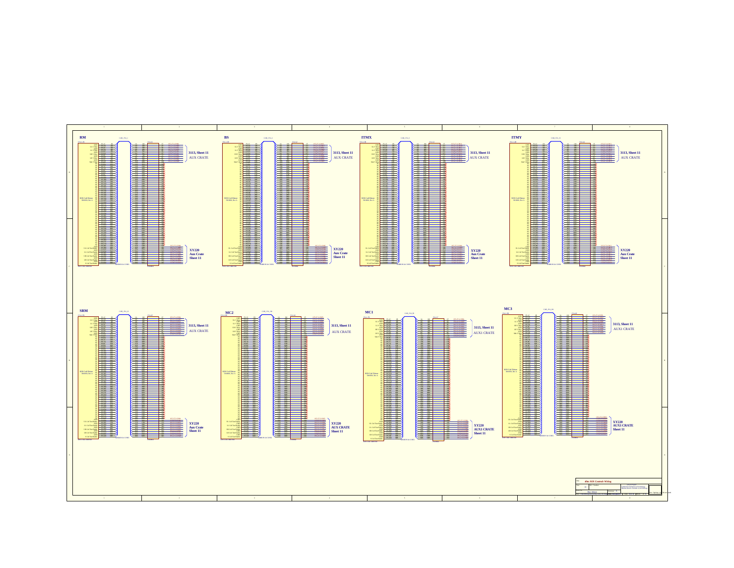## RM

3113, Sheet 11

AUX CRATE

SOS Coil Driver
D0900, Rev A

XY220
Aux Crate
Sheet 11

## BS

3113, Sheet 11

AUX CRATE

SOS Coil Driver
D0900, Rev A

XY220
Aux Crate
Sheet 11

## ITMX

3113, Sheet 11

AUX CRATE

SOS Coil Driver
D0900, Rev A

XY220
Aux Crate
Sheet 11

## ITMY

3113, Sheet 11

AUX CRATE

SOS Coil Driver
D0900, Rev A

XY220
Aux Crate
Sheet 11

## SRM

3113, Sheet 11

AUX CRATE

SOS Coil Driver
D0900, Rev A

XY220
Aux Crate
Sheet 11

## MC2

3113, Sheet 11

AUX CRATE

SOS Coil Driver
D0900, Rev A

XY220
AUX CRATE
Sheet 11

## MC1

3113, Sheet 11

AUX1 CRATE

SOS Coil Driver
D0900, Rev A

XY220
AUX1 CRATE
Sheet 11

## MC3

3113, Sheet 11

AUX1 CRATE

SOS Coil Driver
D0900, Rev A

XY220
AUX1 CRATE
Sheet 11

40m SOS Controls Wiring

California Institute of Technology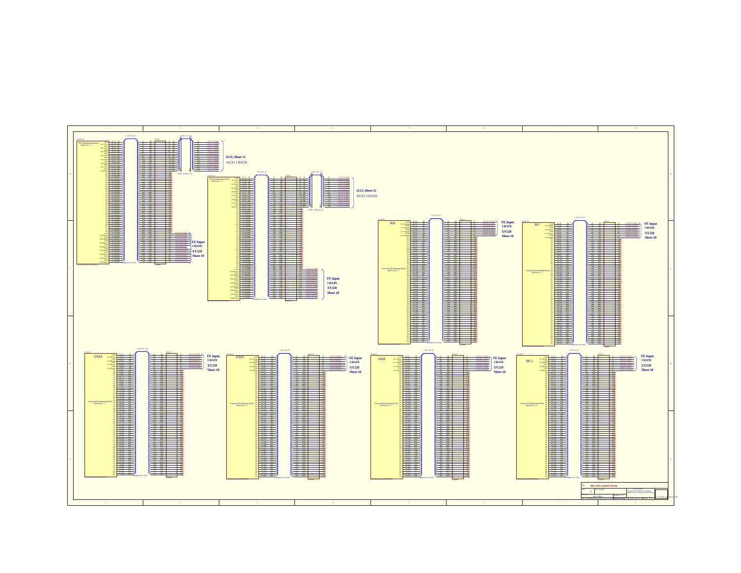3113, Sheet 11
AUX1 CRATE

3113, Sheet 11
AUX1 CRATE

FE Input
CRATE
XY220
Sheet 10

FE Input
CRATE
XY220
Sheet 10

BM

Universal Dewhitening Board

FE Input
CRATE
XY220
Sheet 10

BS

Universal Dewhitening Board

FE Input
CRATE
XY220
Sheet 10

ITMX

Universal Dewhitening Board

FE Input
CRATE
XY220
Sheet 10

ITMY

Universal Dewhitening Board

FE Input
CRATE
XY220
Sheet 10

SRM

Universal Dewhitening Board

FE Input
CRATE
XY220
Sheet 10

MC2

Universal Dewhitening Board

FE Input
CRATE
XY220
Sheet 10

40m SOS Controls Wiring

California Institute of Technology
Massachusetts Institute of Technology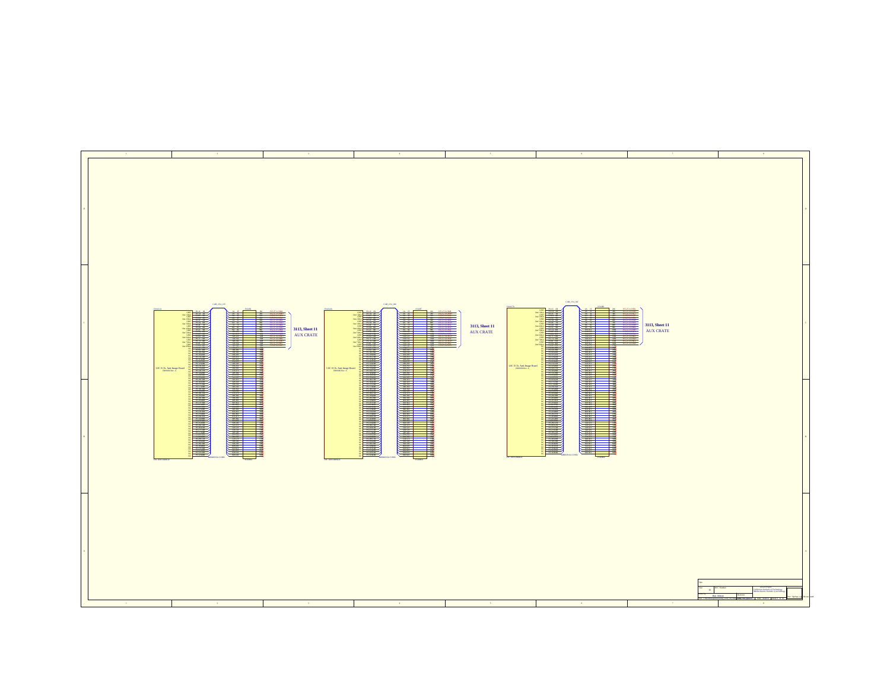3113, Sheet 11

AUX CRATE

3113, Sheet 11

AUX CRATE

3113, Sheet 11

AUX CRATE

LSC 8 Ch. Anti Image Board
D000000 Rev. A

LSC 8 Ch. Anti Image Board
D000000 Rev. A

LSC 8 Ch. Anti Image Board
D000000 Rev. A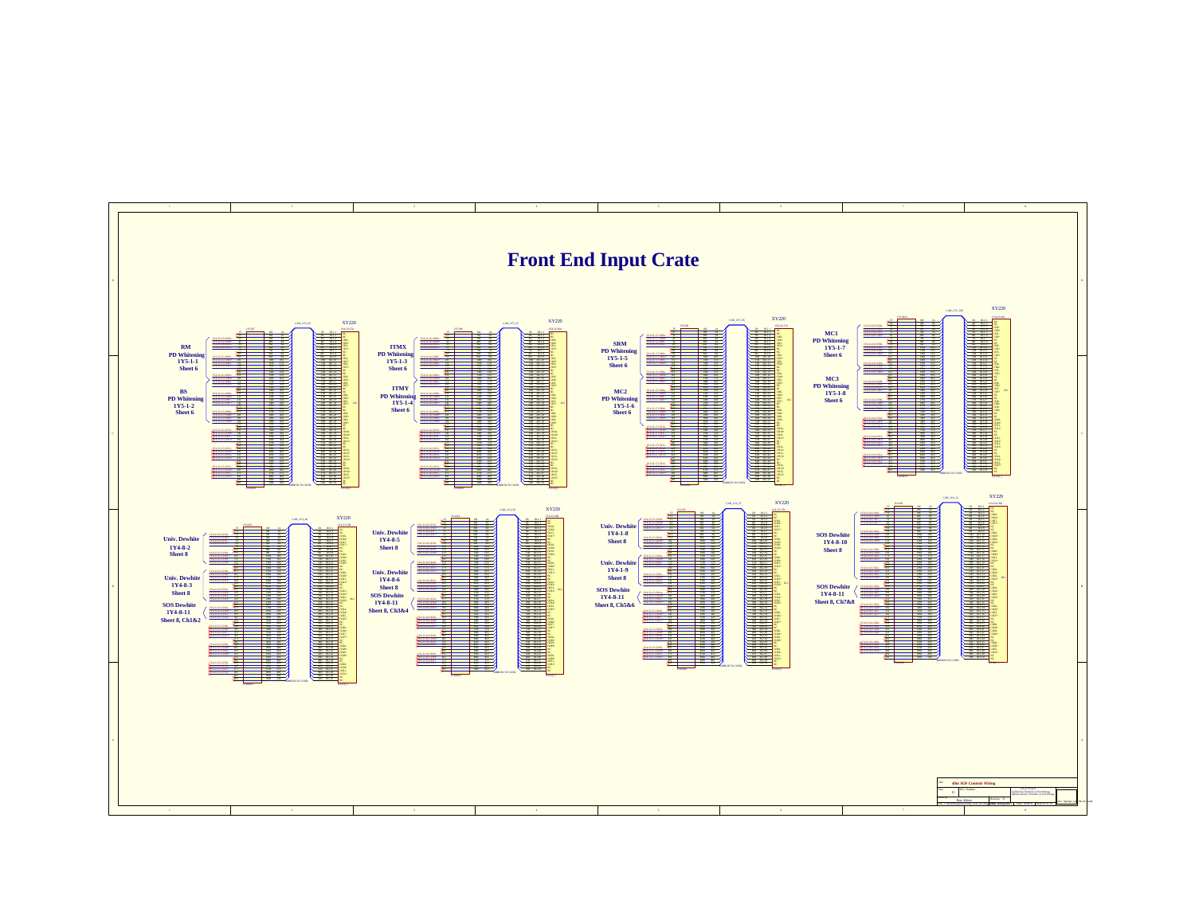# Front End Input Crate

**RM**
**PD Whitening**
**1Y5-1-1**
**Sheet 6**

**BS**
**PD Whitening**
**1Y5-1-2**
**Sheet 6**

**ITMX**
**PD Whitening**
**1Y5-1-3**
**Sheet 6**

**ITMY**
**PD Whitening**
**1Y5-1-4**
**Sheet 6**

**SRM**
**PD Whitening**
**1Y5-1-5**
**Sheet 6**

**MC2**
**PD Whitening**
**1Y5-1-6**
**Sheet 6**

**MC1**
**PD Whitening**
**1Y5-1-7**
**Sheet 6**

**MC3**
**PD Whitening**
**1Y5-1-8**
**Sheet 6**

**Univ. Dewhite**
**1Y4-8-2**
**Sheet 8**

**Univ. Dewhite**
**1Y4-8-3**
**Sheet 8**

**SOS Dewhite**
**1Y4-8-11**
**Sheet 8, Ch1&2**

**Univ. Dewhite**
**1Y4-8-5**
**Sheet 8**

**Univ. Dewhite**
**1Y4-8-6**
**Sheet 8**

**SOS Dewhite**
**1Y4-8-11**
**Sheet 8, Ch3&4**

**Univ. Dewhite**
**1Y4-8-8**
**Sheet 8**

**Univ. Dewhite**
**1Y4-1-9**
**Sheet 8**

**SOS Dewhite**
**1Y4-8-11**
**Sheet 8, Ch5&6**

**SOS Dewhite**
**1Y4-8-10**
**Sheet 8**

**SOS Dewhite**
**1Y4-8-11**
**Sheet 8, Ch7&8**

XY220

40m SOS Controls Wiring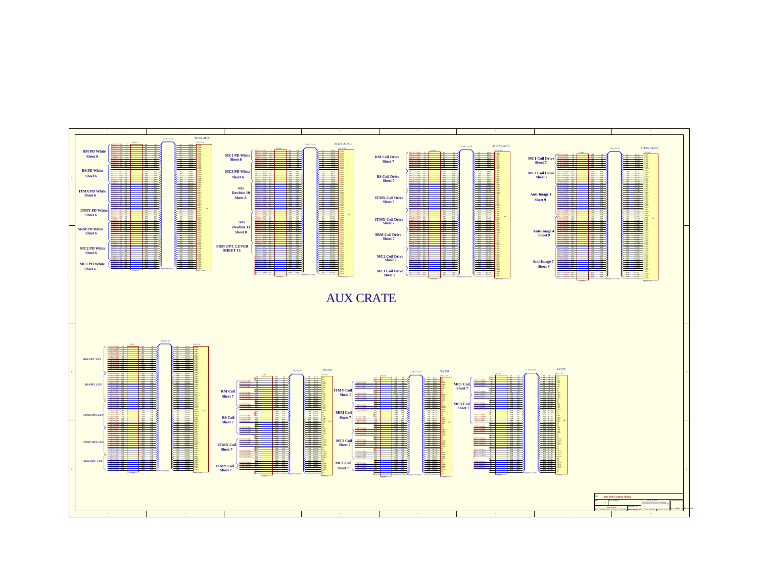# AUX CRATE

## 3113A AUX 1

RM PD White
Sheet 6

BS PD White
Sheet 6

ITMX PD White
Sheet 6

ITMY PD White
Sheet 6

SRM PD White
Sheet 6

MC2 PD White
Sheet 6

MC1 PD White
Sheet 6

## 3113A AUX 1

MC1 PD White
Sheet 6

MC3 PD White
Sheet 6

SOS
Dewhite 10
Sheet 8

SOS
Dewhite 11
Sheet 8

SRM OPT. LEVER
SHEET 15

## 3113A Card 3

RM Coil Drive
Sheet 7

BS Coil Drive
Sheet 7

ITMX Coil Drive
Sheet 7

ITMY Coil Drive
Sheet 7

SRM Coil Drive
Sheet 7

MC2 Coil Drive
Sheet 7

MC1 Coil Drive
Sheet 7

## 3113A Card 3

MC1 Coil Drive
Sheet 7

MC3 Coil Drive
Sheet 7

Anti-Image 1
Sheet 9

Anti-Image 4
Sheet 9

Anti-Image 7
Sheet 9

---

RM OPT. LEV

BS OPT. LEV

ITMX OPT. LEV

ITMY OPT. LEV

SRM OPT. LEV

## XY220

RM Coil
Sheet 7

BS Coil
Sheet 7

ITMX Coil
Sheet 7

ITMY Coil
Sheet 7

## XY220

ITMY Coil
Sheet 7

SRM Coil
Sheet 7

MC2 Coil
Sheet 7

MC1 Coil
Sheet 7

## XY220

MC1 Coil
Sheet 7

MC3 Coil
Sheet 7

40m SOS Controls Wiring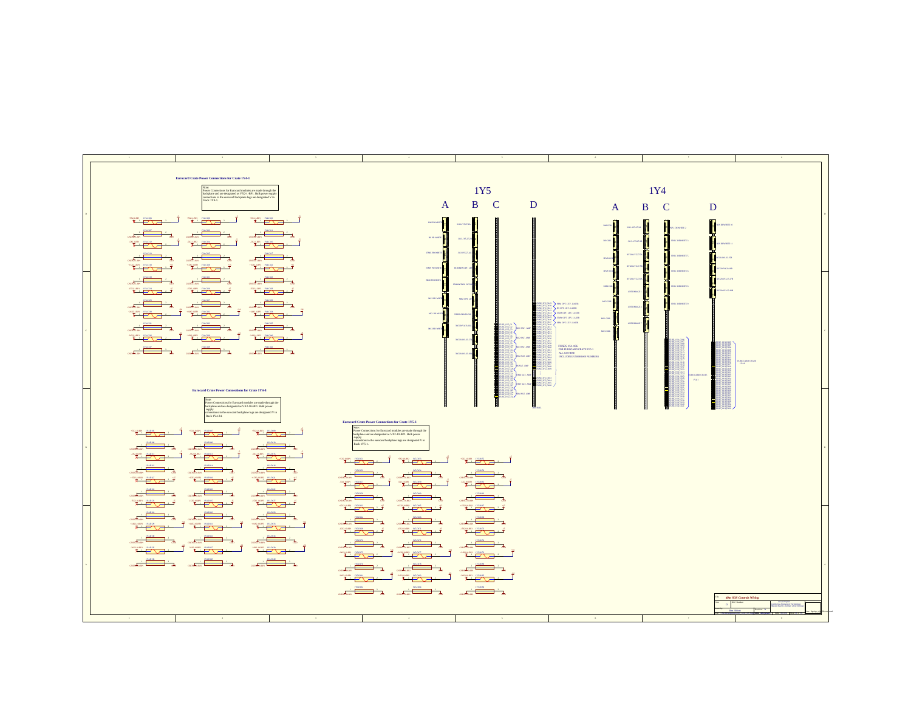## Eurocard Crate Power Connections for Crate 1Y4-1

Note:
Power Connections for Eurocard modules are made through the backplane and are designated as V32-1-BP1. Bulk power supply connections to the eurocard backplane lugs are designated V to Rack 1Y4-1.

## Eurocard Crate Power Connections for Crate 1Y4-8

Note:
Power Connections for Eurocard modules are made through the backplane and are designated as V32-10-BP1. Bulk power supply connections to the eurocard backplane lugs are designated V to Rack 1Y4-24.

## Eurocard Crate Power Connections for Crate 1Y5-1

Note:
Power Connections for Eurocard modules are made through the backplane and are designated as V32-10-BP1. Bulk power supply connections to the eurocard backplane lugs are designated V to Rack 1Y5-1.

## 1Y5

A B C D

FUSES 152-186
FOR EUROCARD CRATE 1Y5-1
ALL 1X3 HERE
INCLUDING UNKNOWN NUMBERS

## 1Y4

A B C D

EUROCARD CRATE 1Y4-1

40m SOS Controls Wiring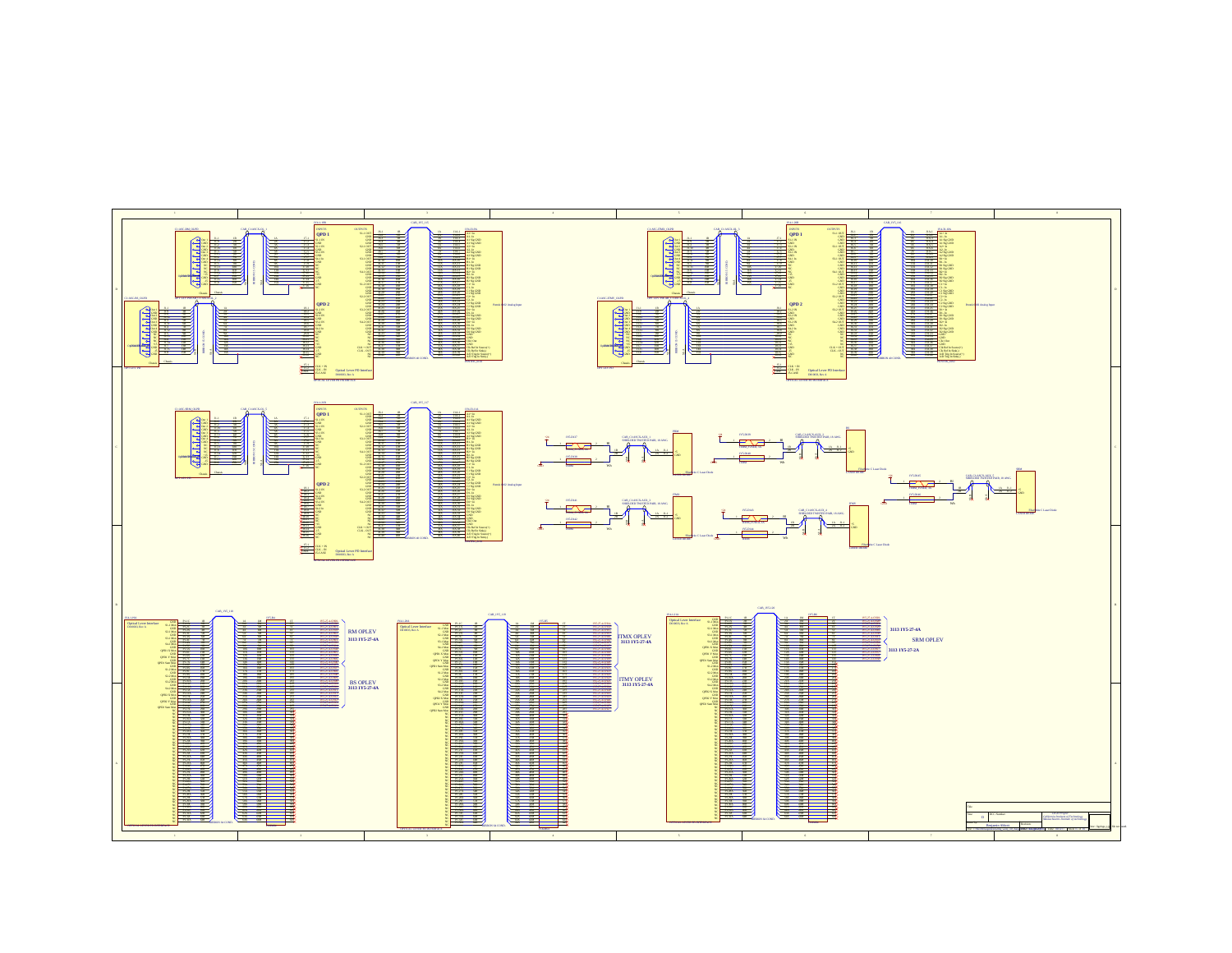Optical Lever PD Interface

QPD 1

QPD 2

Optical Lever PD Interface

QPD 1

QPD 2

Optical Lever PD Interface

QPD 1

QPD 2

RM OPLEV
3113 1Y5-27-4A

BS OPLEV
3113 1Y5-27-4A

ITMX OPLEV
3113 1Y5-27-4A

ITMY OPLEV
3113 1Y5-27-4A

3113 1Y5-27-4A

SRM OPLEV

3113 1Y5-27-2A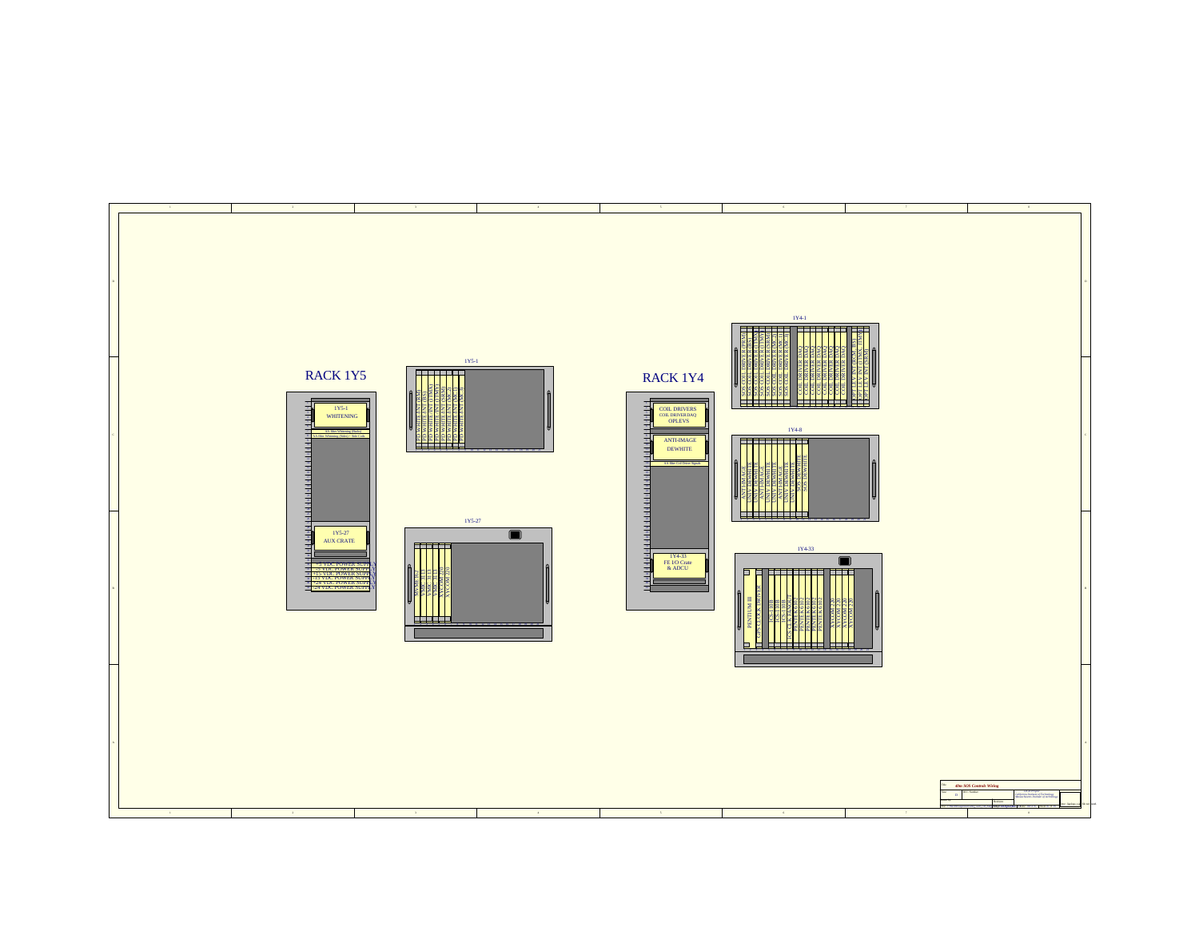# RACK 1Y5

1Y5-1
WHITENING

AA filter Whitening (Main)
AA filter Whitening (Sides) - Side Coils

1Y5-27
AUX CRATE

+5 VDC POWER SUPPLY
-5 VDC POWER SUPPLY
+15 VDC POWER SUPPLY
-15 VDC POWER SUPPLY
+24 VDC POWER SUPPLY
-24 VDC POWER SUPPLY

1Y5-1

PD WHITE INT (BS)
PD WHITE INT (BS)
PD WHITE INT (ITMX)
PD WHITE INT (ITMY)
PD WHITE INT (SRM)
PD WHITE INT (MC1)
PD WHITE INT (MC2)
PD WHITE INT (MC3)

1Y5-27

VME 162
VMIC 3113
VMIC 3113
XYCOM 220
XYCOM 220

# RACK 1Y4

COIL DRIVERS
COIL DRIVER DAQ
OPLEVS

ANTI-IMAGE
DEWHITE

AA filter Coil Driver Signals

1Y4-33
FE I/O Crate
& ADCU

1Y4-1

SOS COIL DRIVER (PRM)
SOS COIL DRIVER (BS)
SOS COIL DRIVER (ITMX)
SOS COIL DRIVER (ITMY)
SOS COIL DRIVER (SRM)
SOS COIL DRIVER (MC2)
SOS COIL DRIVER (MC1)
SOS COIL DRIVER (MC3)
COIL DRIVER DAQ
COIL DRIVER DAQ
COIL DRIVER DAQ
COIL DRIVER DAQ
COIL DRIVER DAQ
COIL DRIVER DAQ
COIL DRIVER DAQ
OPT LEV INT (BS)
OPT LEV INT (ITMX)
OPT LEV INT (SRM)

1Y4-8

ANTI-IMAGE
UNIV DEWHITE
UNIV DEWHITE
ANTI-IMAGE
UNIV DEWHITE
UNIV DEWHITE
ANTI-IMAGE
UNIV DEWHITE
UNIV DEWHITE
SOS DEWHITE
SOS DEWHITE

1Y4-33

PENTIUM III
GPS CLOCK DRIVER
ICS 110B
ICS 110B
ICS 110B
ICS 110B
DAQ BACKPANEL
PENTEK 6102
PENTEK 6102
PENTEK 6102
PENTEK 6102
XYCOM 220
XYCOM 220
XYCOM 220
XYCOM 220

40m SOS Controls Wiring

California Institute of Technology
Massachusetts Institute of Technology